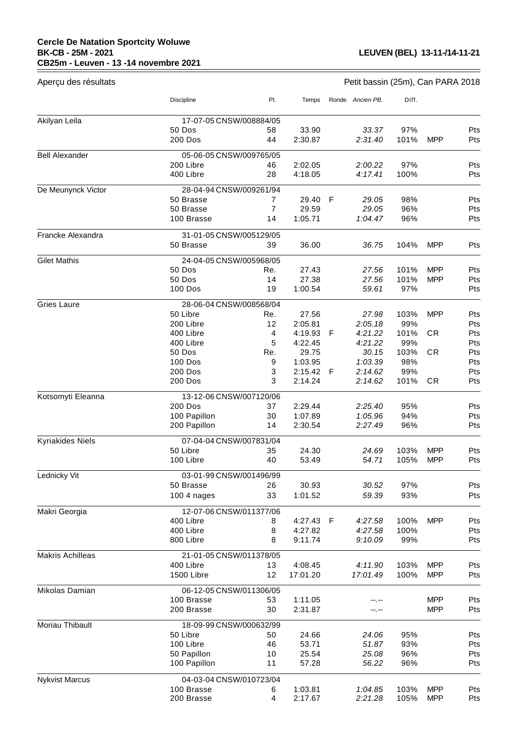**Cercle De Natation Sportcity Woluwe**
**BK-CB - 25M - 2021** **LEUVEN (BEL) 13-11-/14-11-21**
**CB25m - Leuven - 13 -14 novembre 2021**

Aperçu des résultats — Petit bassin (25m), Can PARA 2018

| | Discipline | Pl. | Temps | Ronde | *Ancien PB.* | Diff. | | |
|---|---|---|---|---|---|---|---|---|
| Akilyan Leila | 17-07-05 CNSW/008884/05 | | | | | | | |
| | 50 Dos | 58 | 33.90 | | *33.37* | 97% | | Pts |
| | 200 Dos | 44 | 2:30.87 | | *2:31.40* | 101% | MPP | Pts |
| Bell Alexander | 05-06-05 CNSW/009765/05 | | | | | | | |
| | 200 Libre | 46 | 2:02.05 | | *2:00.22* | 97% | | Pts |
| | 400 Libre | 28 | 4:18.05 | | *4:17.41* | 100% | | Pts |
| De Meunynck Victor | 28-04-94 CNSW/009261/94 | | | | | | | |
| | 50 Brasse | 7 | 29.40 | F | *29.05* | 98% | | Pts |
| | 50 Brasse | 7 | 29.59 | | *29.05* | 96% | | Pts |
| | 100 Brasse | 14 | 1:05.71 | | *1:04.47* | 96% | | Pts |
| Francke Alexandra | 31-01-05 CNSW/005129/05 | | | | | | | |
| | 50 Brasse | 39 | 36.00 | | *36.75* | 104% | MPP | Pts |
| Gilet Mathis | 24-04-05 CNSW/005968/05 | | | | | | | |
| | 50 Dos | Re. | 27.43 | | *27.56* | 101% | MPP | Pts |
| | 50 Dos | 14 | 27.38 | | *27.56* | 101% | MPP | Pts |
| | 100 Dos | 19 | 1:00.54 | | *59.61* | 97% | | Pts |
| Gries Laure | 28-06-04 CNSW/008568/04 | | | | | | | |
| | 50 Libre | Re. | 27.56 | | *27.98* | 103% | MPP | Pts |
| | 200 Libre | 12 | 2:05.81 | | *2:05.18* | 99% | | Pts |
| | 400 Libre | 4 | 4:19.93 | F | *4:21.22* | 101% | CR | Pts |
| | 400 Libre | 5 | 4:22.45 | | *4:21.22* | 99% | | Pts |
| | 50 Dos | Re. | 29.75 | | *30.15* | 103% | CR | Pts |
| | 100 Dos | 9 | 1:03.95 | | *1:03.39* | 98% | | Pts |
| | 200 Dos | 3 | 2:15.42 | F | *2:14.62* | 99% | | Pts |
| | 200 Dos | 3 | 2:14.24 | | *2:14.62* | 101% | CR | Pts |
| Kotsomyti Eleanna | 13-12-06 CNSW/007120/06 | | | | | | | |
| | 200 Dos | 37 | 2:29.44 | | *2:25.40* | 95% | | Pts |
| | 100 Papillon | 30 | 1:07.89 | | *1:05.96* | 94% | | Pts |
| | 200 Papillon | 14 | 2:30.54 | | *2:27.49* | 96% | | Pts |
| Kyriakides Niels | 07-04-04 CNSW/007831/04 | | | | | | | |
| | 50 Libre | 35 | 24.30 | | *24.69* | 103% | MPP | Pts |
| | 100 Libre | 40 | 53.49 | | *54.71* | 105% | MPP | Pts |
| Lednicky Vit | 03-01-99 CNSW/001496/99 | | | | | | | |
| | 50 Brasse | 26 | 30.93 | | *30.52* | 97% | | Pts |
| | 100 4 nages | 33 | 1:01.52 | | *59.39* | 93% | | Pts |
| Makri Georgia | 12-07-06 CNSW/011377/06 | | | | | | | |
| | 400 Libre | 8 | 4:27.43 | F | *4:27.58* | 100% | MPP | Pts |
| | 400 Libre | 8 | 4:27.82 | | *4:27.58* | 100% | | Pts |
| | 800 Libre | 8 | 9:11.74 | | *9:10.09* | 99% | | Pts |
| Makris Achilleas | 21-01-05 CNSW/011378/05 | | | | | | | |
| | 400 Libre | 13 | 4:08.45 | | *4:11.90* | 103% | MPP | Pts |
| | 1500 Libre | 12 | 17:01.20 | | *17:01.49* | 100% | MPP | Pts |
| Mikolas Damian | 06-12-05 CNSW/011306/05 | | | | | | | |
| | 100 Brasse | 53 | 1:11.05 | | --.-- | | MPP | Pts |
| | 200 Brasse | 30 | 2:31.87 | | --.-- | | MPP | Pts |
| Moriau Thibault | 18-09-99 CNSW/000632/99 | | | | | | | |
| | 50 Libre | 50 | 24.66 | | *24.06* | 95% | | Pts |
| | 100 Libre | 46 | 53.71 | | *51.87* | 93% | | Pts |
| | 50 Papillon | 10 | 25.54 | | *25.08* | 96% | | Pts |
| | 100 Papillon | 11 | 57.28 | | *56.22* | 96% | | Pts |
| Nykvist Marcus | 04-03-04 CNSW/010723/04 | | | | | | | |
| | 100 Brasse | 6 | 1:03.81 | | *1:04.85* | 103% | MPP | Pts |
| | 200 Brasse | 4 | 2:17.67 | | *2:21.28* | 105% | MPP | Pts |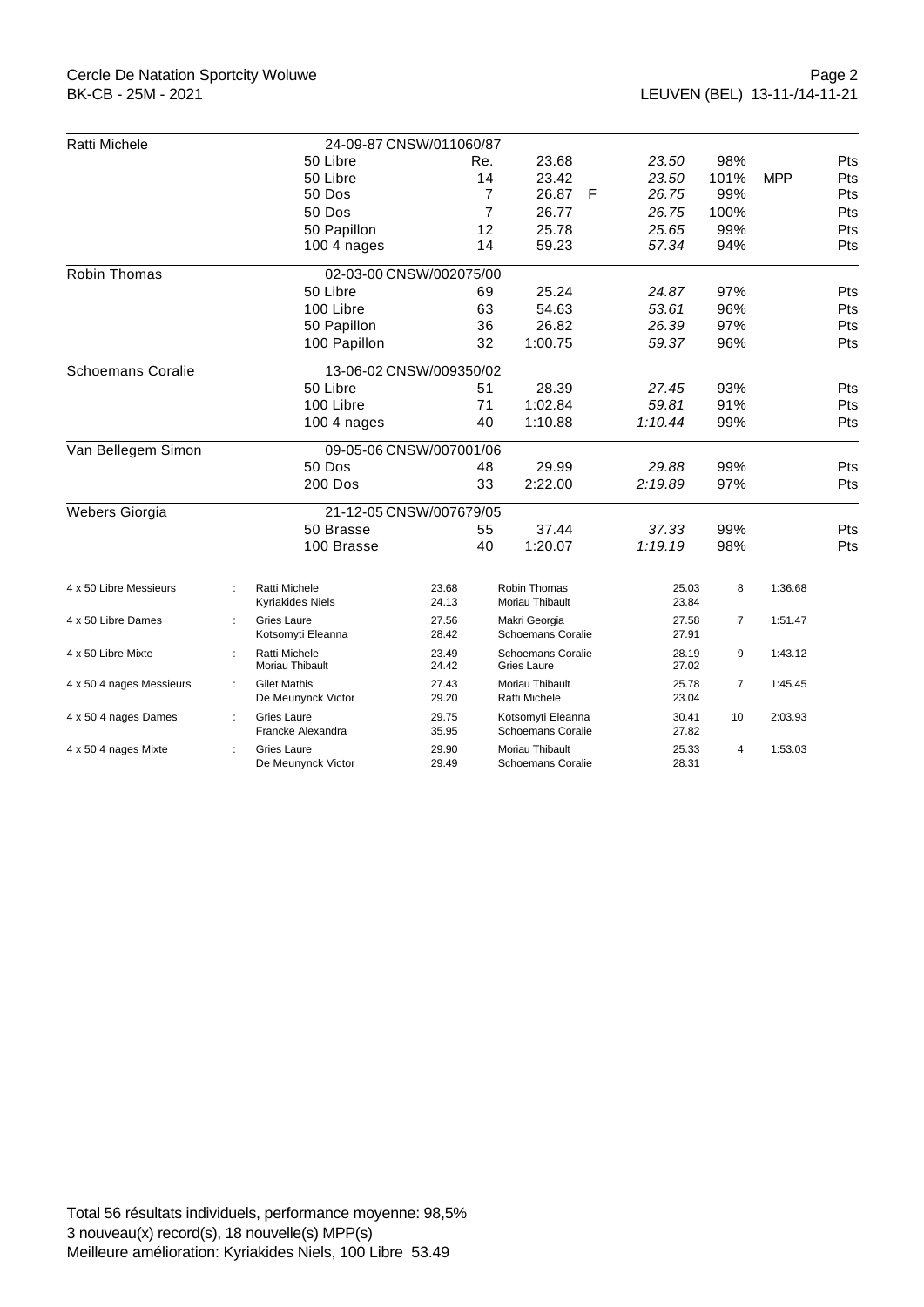| | | | | | | | | |
|---|---|---|---|---|---|---|---|---|
| Ratti Michele | 24-09-87 CNSW/011060/87 | | | | | | | |
| | 50 Libre | Re. | 23.68 | | *23.50* | 98% | | Pts |
| | 50 Libre | 14 | 23.42 | | *23.50* | 101% | MPP | Pts |
| | 50 Dos | 7 | 26.87 | F | *26.75* | 99% | | Pts |
| | 50 Dos | 7 | 26.77 | | *26.75* | 100% | | Pts |
| | 50 Papillon | 12 | 25.78 | | *25.65* | 99% | | Pts |
| | 100 4 nages | 14 | 59.23 | | *57.34* | 94% | | Pts |
| Robin Thomas | 02-03-00 CNSW/002075/00 | | | | | | | |
| | 50 Libre | 69 | 25.24 | | *24.87* | 97% | | Pts |
| | 100 Libre | 63 | 54.63 | | *53.61* | 96% | | Pts |
| | 50 Papillon | 36 | 26.82 | | *26.39* | 97% | | Pts |
| | 100 Papillon | 32 | 1:00.75 | | *59.37* | 96% | | Pts |
| Schoemans Coralie | 13-06-02 CNSW/009350/02 | | | | | | | |
| | 50 Libre | 51 | 28.39 | | *27.45* | 93% | | Pts |
| | 100 Libre | 71 | 1:02.84 | | *59.81* | 91% | | Pts |
| | 100 4 nages | 40 | 1:10.88 | | *1:10.44* | 99% | | Pts |
| Van Bellegem Simon | 09-05-06 CNSW/007001/06 | | | | | | | |
| | 50 Dos | 48 | 29.99 | | *29.88* | 99% | | Pts |
| | 200 Dos | 33 | 2:22.00 | | *2:19.89* | 97% | | Pts |
| Webers Giorgia | 21-12-05 CNSW/007679/05 | | | | | | | |
| | 50 Brasse | 55 | 37.44 | | *37.33* | 99% | | Pts |
| | 100 Brasse | 40 | 1:20.07 | | *1:19.19* | 98% | | Pts |

| | | | | | | | |
|---|---|---|---|---|---|---|---|
| 4 x 50 Libre Messieurs | : | Ratti Michele | 23.68 | Robin Thomas | 25.03 | 8 | 1:36.68 |
| | | Kyriakides Niels | 24.13 | Moriau Thibault | 23.84 | | |
| 4 x 50 Libre Dames | : | Gries Laure | 27.56 | Makri Georgia | 27.58 | 7 | 1:51.47 |
| | | Kotsomyti Eleanna | 28.42 | Schoemans Coralie | 27.91 | | |
| 4 x 50 Libre Mixte | : | Ratti Michele | 23.49 | Schoemans Coralie | 28.19 | 9 | 1:43.12 |
| | | Moriau Thibault | 24.42 | Gries Laure | 27.02 | | |
| 4 x 50 4 nages Messieurs | : | Gilet Mathis | 27.43 | Moriau Thibault | 25.78 | 7 | 1:45.45 |
| | | De Meunynck Victor | 29.20 | Ratti Michele | 23.04 | | |
| 4 x 50 4 nages Dames | : | Gries Laure | 29.75 | Kotsomyti Eleanna | 30.41 | 10 | 2:03.93 |
| | | Francke Alexandra | 35.95 | Schoemans Coralie | 27.82 | | |
| 4 x 50 4 nages Mixte | : | Gries Laure | 29.90 | Moriau Thibault | 25.33 | 4 | 1:53.03 |
| | | De Meunynck Victor | 29.49 | Schoemans Coralie | 28.31 | | |

Total 56 résultats individuels, performance moyenne: 98,5%
3 nouveau(x) record(s), 18 nouvelle(s) MPP(s)
Meilleure amélioration: Kyriakides Niels, 100 Libre 53.49